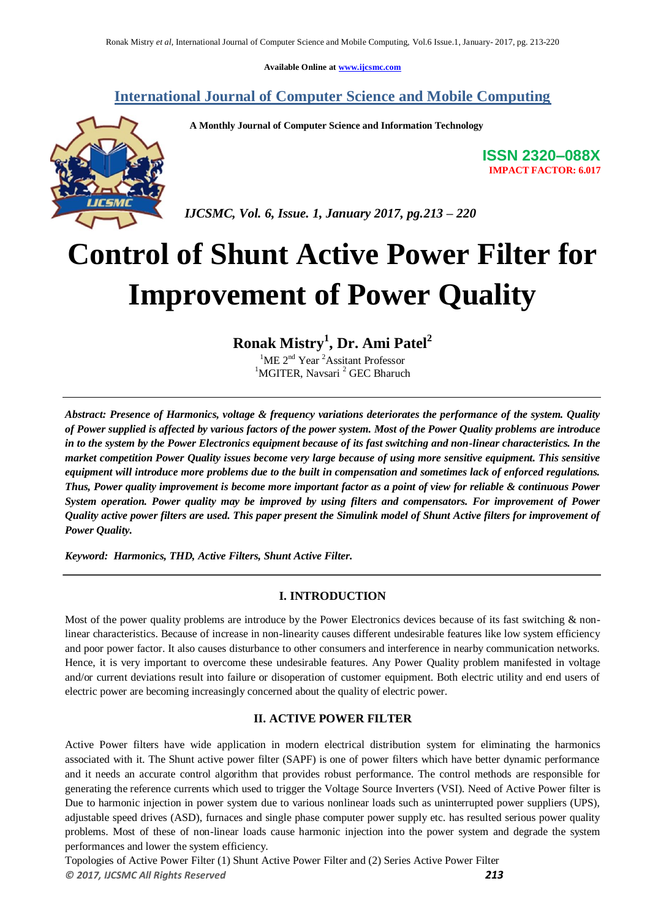Available Online at www.ijcsmc.com

# International Journal of Computer Science and Mobile Computing

**A Monthly Journal of Computer Science and Information Technology**

**ISSN 2320–088X**
**IMPACT FACTOR: 6.017**

*IJCSMC, Vol. 6, Issue. 1, January 2017, pg.213 – 220*

# Control of Shunt Active Power Filter for Improvement of Power Quality

**Ronak Mistry[1], Dr. Ami Patel[2]**

[1]ME 2nd Year [2]Assitant Professor
[1]MGITER, Navsari [2] GEC Bharuch

***Abstract: Presence of Harmonics, voltage & frequency variations deteriorates the performance of the system. Quality of Power supplied is affected by various factors of the power system. Most of the Power Quality problems are introduce in to the system by the Power Electronics equipment because of its fast switching and non-linear characteristics. In the market competition Power Quality issues become very large because of using more sensitive equipment. This sensitive equipment will introduce more problems due to the built in compensation and sometimes lack of enforced regulations. Thus, Power quality improvement is become more important factor as a point of view for reliable & continuous Power System operation. Power quality may be improved by using filters and compensators. For improvement of Power Quality active power filters are used. This paper present the Simulink model of Shunt Active filters for improvement of Power Quality.***

***Keyword: Harmonics, THD, Active Filters, Shunt Active Filter.***

## I. INTRODUCTION

Most of the power quality problems are introduce by the Power Electronics devices because of its fast switching & non-linear characteristics. Because of increase in non-linearity causes different undesirable features like low system efficiency and poor power factor. It also causes disturbance to other consumers and interference in nearby communication networks. Hence, it is very important to overcome these undesirable features. Any Power Quality problem manifested in voltage and/or current deviations result into failure or disoperation of customer equipment. Both electric utility and end users of electric power are becoming increasingly concerned about the quality of electric power.

## II. ACTIVE POWER FILTER

Active Power filters have wide application in modern electrical distribution system for eliminating the harmonics associated with it. The Shunt active power filter (SAPF) is one of power filters which have better dynamic performance and it needs an accurate control algorithm that provides robust performance. The control methods are responsible for generating the reference currents which used to trigger the Voltage Source Inverters (VSI). Need of Active Power filter is Due to harmonic injection in power system due to various nonlinear loads such as uninterrupted power suppliers (UPS), adjustable speed drives (ASD), furnaces and single phase computer power supply etc. has resulted serious power quality problems. Most of these of non-linear loads cause harmonic injection into the power system and degrade the system performances and lower the system efficiency.

Topologies of Active Power Filter (1) Shunt Active Power Filter and (2) Series Active Power Filter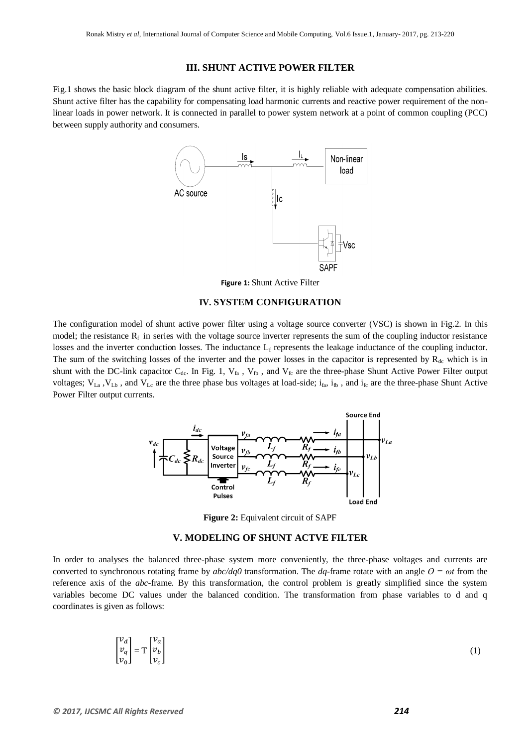## III. SHUNT ACTIVE POWER FILTER

Fig.1 shows the basic block diagram of the shunt active filter, it is highly reliable with adequate compensation abilities. Shunt active filter has the capability for compensating load harmonic currents and reactive power requirement of the non-linear loads in power network. It is connected in parallel to power system network at a point of common coupling (PCC) between supply authority and consumers.

**Figure 1:** Shunt Active Filter

## IV. SYSTEM CONFIGURATION

The configuration model of shunt active power filter using a voltage source converter (VSC) is shown in Fig.2. In this model; the resistance $R_f$ in series with the voltage source inverter represents the sum of the coupling inductor resistance losses and the inverter conduction losses. The inductance $L_f$ represents the leakage inductance of the coupling inductor. The sum of the switching losses of the inverter and the power losses in the capacitor is represented by $R_{dc}$ which is in shunt with the DC-link capacitor $C_{dc}$. In Fig. 1, $V_{fa}$ , $V_{fb}$ , and $V_{fc}$ are the three-phase Shunt Active Power Filter output voltages; $V_{La}$ ,$V_{Lb}$ , and $V_{Lc}$ are the three phase bus voltages at load-side; $i_{fa}$, $i_{fb}$ , and $i_{fc}$ are the three-phase Shunt Active Power Filter output currents.

**Figure 2:** Equivalent circuit of SAPF

## V. MODELING OF SHUNT ACTVE FILTER

In order to analyses the balanced three-phase system more conveniently, the three-phase voltages and currents are converted to synchronous rotating frame by *abc/dq0* transformation. The *dq*-frame rotate with an angle $\Theta = \omega t$ from the reference axis of the *abc*-frame. By this transformation, the control problem is greatly simplified since the system variables become DC values under the balanced condition. The transformation from phase variables to d and q coordinates is given as follows:

$$\begin{bmatrix} v_d \\ v_q \\ v_0 \end{bmatrix} = \mathrm{T} \begin{bmatrix} v_a \\ v_b \\ v_c \end{bmatrix} \tag{1}$$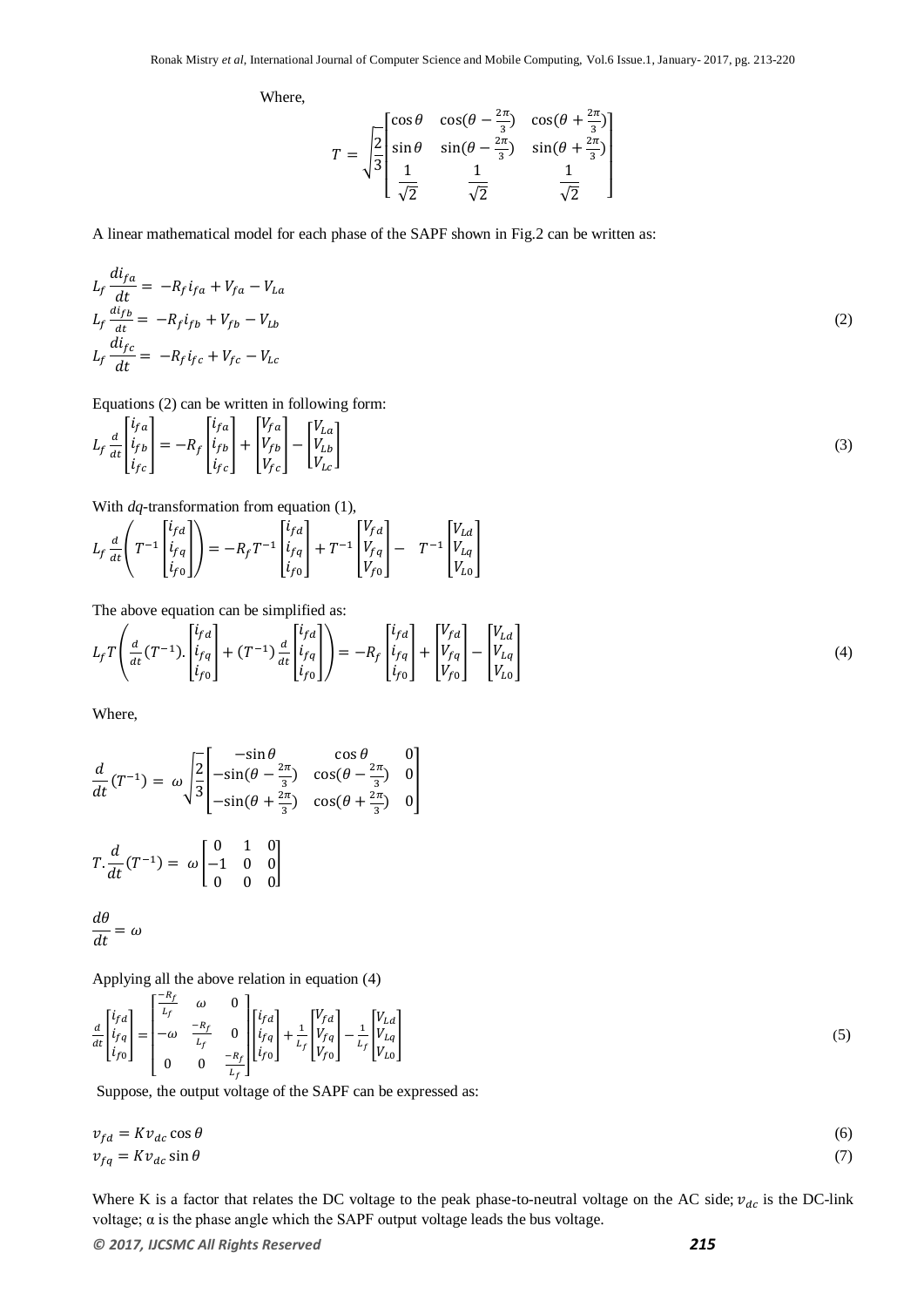Where,

$$T = \sqrt{\frac{2}{3}}\begin{bmatrix} \cos\theta & \cos(\theta - \frac{2\pi}{3}) & \cos(\theta + \frac{2\pi}{3}) \\ \sin\theta & \sin(\theta - \frac{2\pi}{3}) & \sin(\theta + \frac{2\pi}{3}) \\ \frac{1}{\sqrt{2}} & \frac{1}{\sqrt{2}} & \frac{1}{\sqrt{2}} \end{bmatrix}$$

A linear mathematical model for each phase of the SAPF shown in Fig.2 can be written as:

$$\begin{aligned} L_f \frac{di_{fa}}{dt} &= -R_f i_{fa} + V_{fa} - V_{La} \\ L_f \frac{di_{fb}}{dt} &= -R_f i_{fb} + V_{fb} - V_{Lb} \\ L_f \frac{di_{fc}}{dt} &= -R_f i_{fc} + V_{fc} - V_{Lc} \end{aligned} \tag{2}$$

Equations (2) can be written in following form:

$$L_f \frac{d}{dt}\begin{bmatrix} i_{fa} \\ i_{fb} \\ i_{fc} \end{bmatrix} = -R_f \begin{bmatrix} i_{fa} \\ i_{fb} \\ i_{fc} \end{bmatrix} + \begin{bmatrix} V_{fa} \\ V_{fb} \\ V_{fc} \end{bmatrix} - \begin{bmatrix} V_{La} \\ V_{Lb} \\ V_{Lc} \end{bmatrix} \tag{3}$$

With *dq*-transformation from equation (1),

$$L_f \frac{d}{dt}\left(T^{-1}\begin{bmatrix} i_{fd} \\ i_{fq} \\ i_{f0} \end{bmatrix}\right) = -R_f T^{-1}\begin{bmatrix} i_{fd} \\ i_{fq} \\ i_{f0} \end{bmatrix} + T^{-1}\begin{bmatrix} V_{fd} \\ V_{fq} \\ V_{f0} \end{bmatrix} - T^{-1}\begin{bmatrix} V_{Ld} \\ V_{Lq} \\ V_{L0} \end{bmatrix}$$

The above equation can be simplified as:

$$L_f T\left(\frac{d}{dt}(T^{-1}).\begin{bmatrix} i_{fd} \\ i_{fq} \\ i_{f0} \end{bmatrix} + (T^{-1})\frac{d}{dt}\begin{bmatrix} i_{fd} \\ i_{fq} \\ i_{f0} \end{bmatrix}\right) = -R_f \begin{bmatrix} i_{fd} \\ i_{fq} \\ i_{f0} \end{bmatrix} + \begin{bmatrix} V_{fd} \\ V_{fq} \\ V_{f0} \end{bmatrix} - \begin{bmatrix} V_{Ld} \\ V_{Lq} \\ V_{L0} \end{bmatrix} \tag{4}$$

Where,

$$\frac{d}{dt}(T^{-1}) = \omega\sqrt{\frac{2}{3}}\begin{bmatrix} -\sin\theta & \cos\theta & 0 \\ -\sin(\theta - \frac{2\pi}{3}) & \cos(\theta - \frac{2\pi}{3}) & 0 \\ -\sin(\theta + \frac{2\pi}{3}) & \cos(\theta + \frac{2\pi}{3}) & 0 \end{bmatrix}$$

$$T.\frac{d}{dt}(T^{-1}) = \omega\begin{bmatrix} 0 & 1 & 0 \\ -1 & 0 & 0 \\ 0 & 0 & 0 \end{bmatrix}$$

$$\frac{d\theta}{dt} = \omega$$

Applying all the above relation in equation (4)

$$\frac{d}{dt}\begin{bmatrix} i_{fd} \\ i_{fq} \\ i_{f0} \end{bmatrix} = \begin{bmatrix} \frac{-R_f}{L_f} & \omega & 0 \\ -\omega & \frac{-R_f}{L_f} & 0 \\ 0 & 0 & \frac{-R_f}{L_f} \end{bmatrix}\begin{bmatrix} i_{fd} \\ i_{fq} \\ i_{f0} \end{bmatrix} + \frac{1}{L_f}\begin{bmatrix} V_{fd} \\ V_{fq} \\ V_{f0} \end{bmatrix} - \frac{1}{L_f}\begin{bmatrix} V_{Ld} \\ V_{Lq} \\ V_{L0} \end{bmatrix} \tag{5}$$

Suppose, the output voltage of the SAPF can be expressed as:

$$v_{fd} = K v_{dc} \cos\theta \tag{6}$$

$$v_{fq} = K v_{dc} \sin\theta \tag{7}$$

Where K is a factor that relates the DC voltage to the peak phase-to-neutral voltage on the AC side; $v_{dc}$ is the DC-link voltage; α is the phase angle which the SAPF output voltage leads the bus voltage.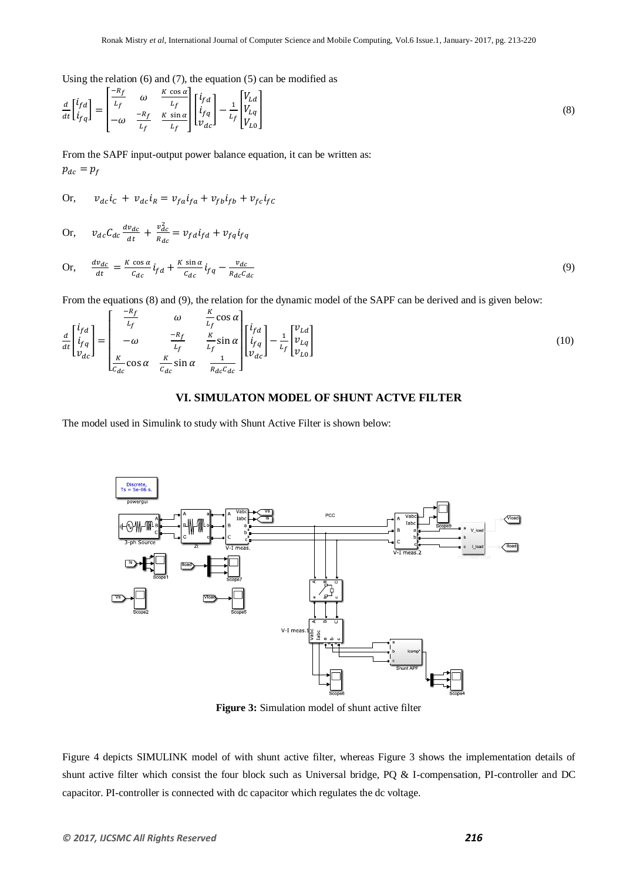Using the relation (6) and (7), the equation (5) can be modified as

$$\frac{d}{dt}\begin{bmatrix} i_{fd} \\ i_{fq} \end{bmatrix} = \begin{bmatrix} \frac{-R_f}{L_f} & \omega & \frac{K\cos\alpha}{L_f} \\ -\omega & \frac{-R_f}{L_f} & \frac{K\sin\alpha}{L_f} \end{bmatrix} \begin{bmatrix} i_{fd} \\ i_{fq} \\ v_{dc} \end{bmatrix} - \frac{1}{L_f}\begin{bmatrix} V_{Ld} \\ V_{Lq} \\ V_{L0} \end{bmatrix} \tag{8}$$

From the SAPF input-output power balance equation, it can be written as:

$p_{dc} = p_f$

Or, $\quad v_{dc}i_C + v_{dc}i_R = v_{fa}i_{fa} + v_{fb}i_{fb} + v_{fc}i_{fC}$

Or, $\quad v_{dc}C_{dc}\frac{dv_{dc}}{dt} + \frac{v_{dc}^2}{R_{dc}} = v_{fd}i_{fd} + v_{fq}i_{fq}$

Or, $\quad \frac{dv_{dc}}{dt} = \frac{K\cos\alpha}{C_{dc}}i_{fd} + \frac{K\sin\alpha}{C_{dc}}i_{fq} - \frac{v_{dc}}{R_{dc}C_{dc}}$ (9)

From the equations (8) and (9), the relation for the dynamic model of the SAPF can be derived and is given below:

$$\frac{d}{dt}\begin{bmatrix} i_{fd} \\ i_{fq} \\ v_{dc} \end{bmatrix} = \begin{bmatrix} \frac{-R_f}{L_f} & \omega & \frac{K}{L_f}\cos\alpha \\ -\omega & \frac{-R_f}{L_f} & \frac{K}{L_f}\sin\alpha \\ \frac{K}{C_{dc}}\cos\alpha & \frac{K}{C_{dc}}\sin\alpha & \frac{1}{R_{dc}C_{dc}} \end{bmatrix} \begin{bmatrix} i_{fd} \\ i_{fq} \\ v_{dc} \end{bmatrix} - \frac{1}{L_f}\begin{bmatrix} v_{Ld} \\ v_{Lq} \\ v_{L0} \end{bmatrix} \tag{10}$$

## VI. SIMULATON MODEL OF SHUNT ACTVE FILTER

The model used in Simulink to study with Shunt Active Filter is shown below:

**Figure 3:** Simulation model of shunt active filter

Figure 4 depicts SIMULINK model of with shunt active filter, whereas Figure 3 shows the implementation details of shunt active filter which consist the four block such as Universal bridge, PQ & I-compensation, PI-controller and DC capacitor. PI-controller is connected with dc capacitor which regulates the dc voltage.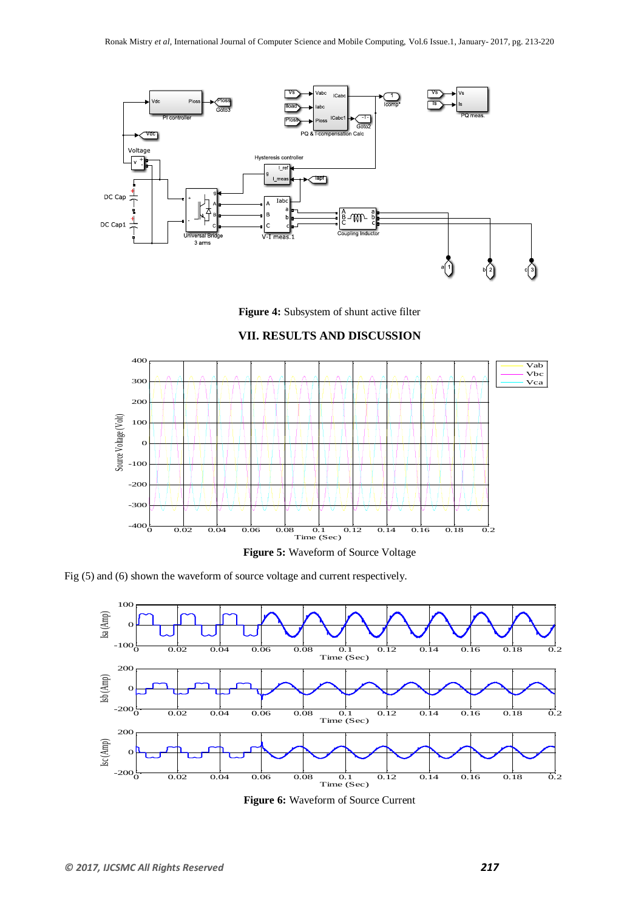**Figure 4:** Subsystem of shunt active filter

## VII. RESULTS AND DISCUSSION

**Figure 5:** Waveform of Source Voltage

Fig (5) and (6) shown the waveform of source voltage and current respectively.

**Figure 6:** Waveform of Source Current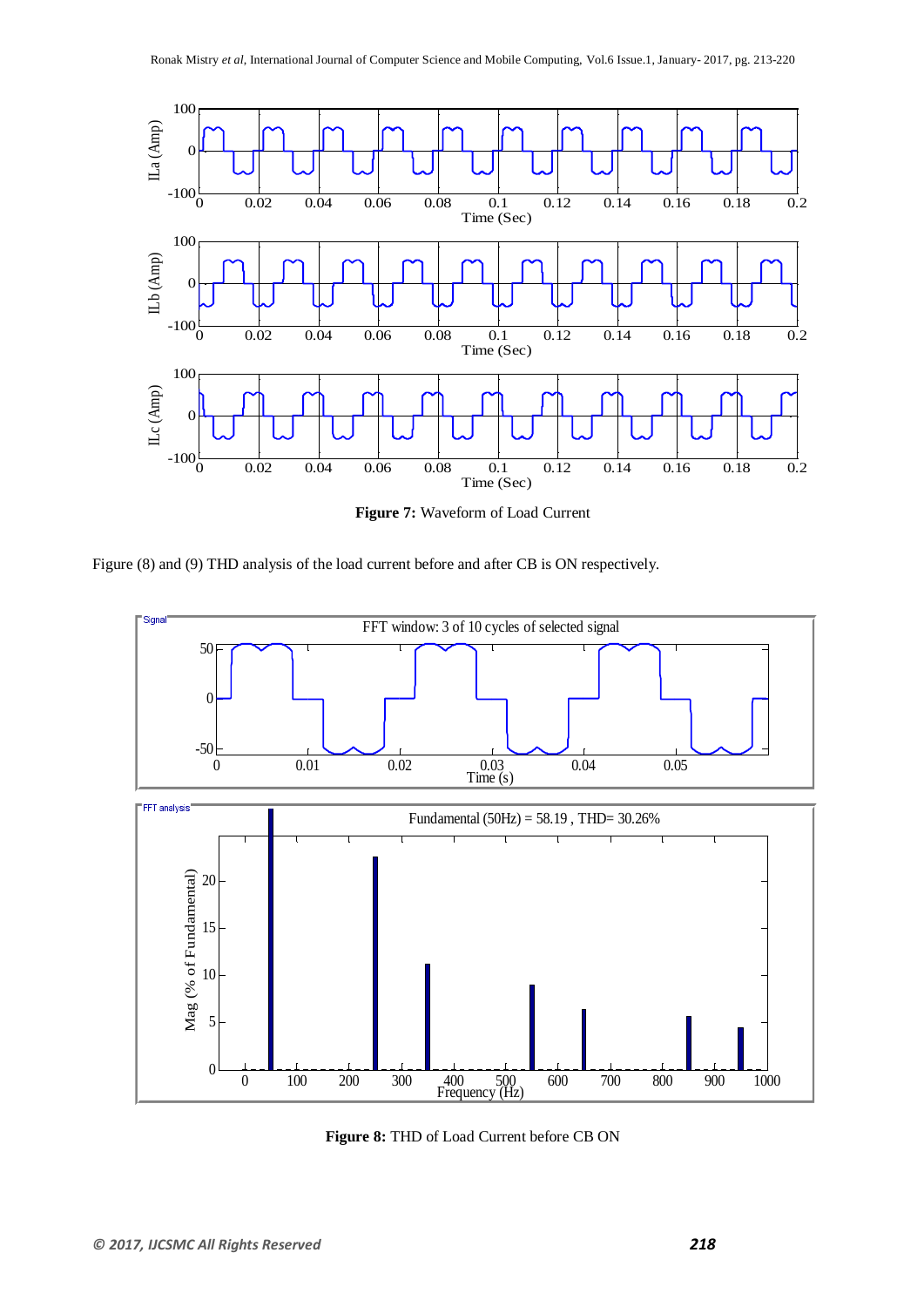**Figure 7:** Waveform of Load Current

Figure (8) and (9) THD analysis of the load current before and after CB is ON respectively.

**Figure 8:** THD of Load Current before CB ON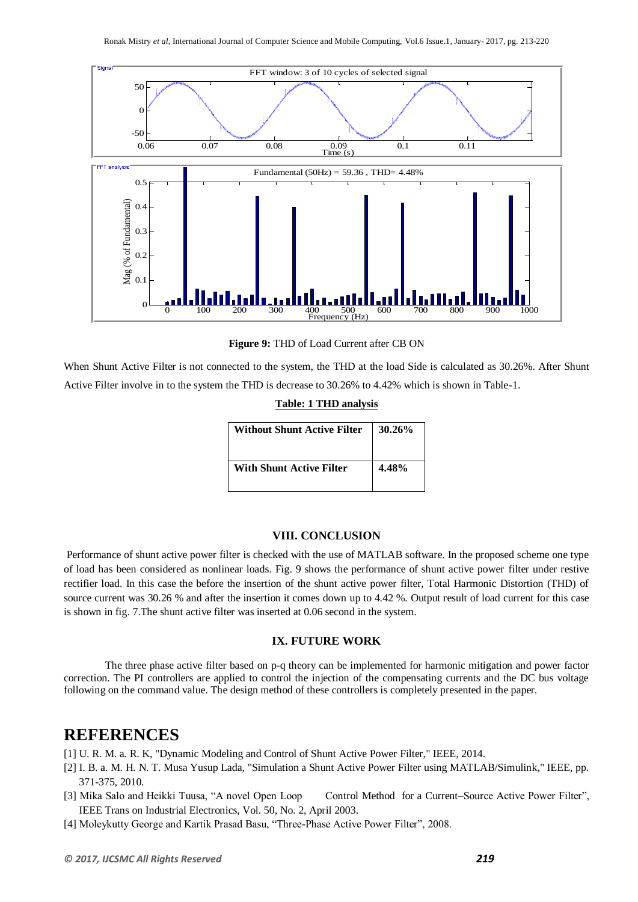Figure 9: THD of Load Current after CB ON

When Shunt Active Filter is not connected to the system, the THD at the load Side is calculated as 30.26%. After Shunt Active Filter involve in to the system the THD is decrease to 30.26% to 4.42% which is shown in Table-1.

**Table: 1 THD analysis**

| Without Shunt Active Filter | 30.26% |
|---|---|
| With Shunt Active Filter | 4.48% |

## VIII. CONCLUSION

Performance of shunt active power filter is checked with the use of MATLAB software. In the proposed scheme one type of load has been considered as nonlinear loads. Fig. 9 shows the performance of shunt active power filter under restive rectifier load. In this case the before the insertion of the shunt active power filter, Total Harmonic Distortion (THD) of source current was 30.26 % and after the insertion it comes down up to 4.42 %. Output result of load current for this case is shown in fig. 7.The shunt active filter was inserted at 0.06 second in the system.

## IX. FUTURE WORK

The three phase active filter based on p-q theory can be implemented for harmonic mitigation and power factor correction. The PI controllers are applied to control the injection of the compensating currents and the DC bus voltage following on the command value. The design method of these controllers is completely presented in the paper.

# REFERENCES

[1] U. R. M. a. R. K, "Dynamic Modeling and Control of Shunt Active Power Filter," IEEE, 2014.

[2] I. B. a. M. H. N. T. Musa Yusup Lada, "Simulation a Shunt Active Power Filter using MATLAB/Simulink," IEEE, pp. 371-375, 2010.

[3] Mika Salo and Heikki Tuusa, "A novel Open Loop Control Method for a Current–Source Active Power Filter", IEEE Trans on Industrial Electronics, Vol. 50, No. 2, April 2003.

[4] Moleykutty George and Kartik Prasad Basu, "Three-Phase Active Power Filter", 2008.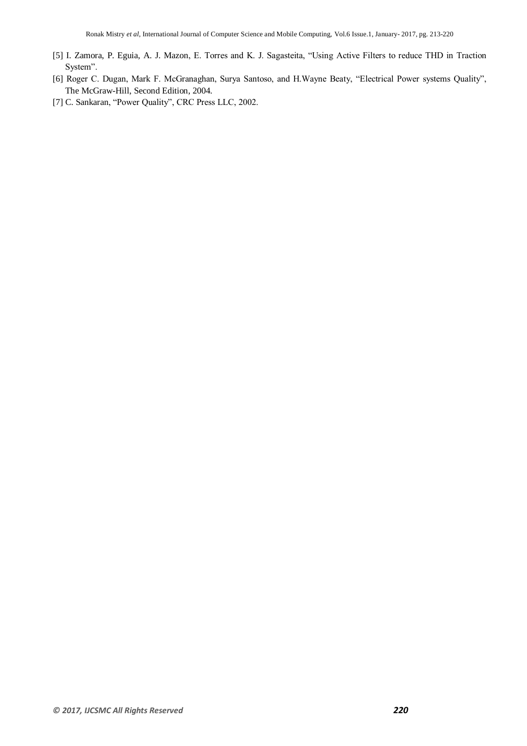[5] I. Zamora, P. Eguia, A. J. Mazon, E. Torres and K. J. Sagasteita, "Using Active Filters to reduce THD in Traction System".

[6] Roger C. Dugan, Mark F. McGranaghan, Surya Santoso, and H.Wayne Beaty, "Electrical Power systems Quality", The McGraw-Hill, Second Edition, 2004.

[7] C. Sankaran, "Power Quality", CRC Press LLC, 2002.